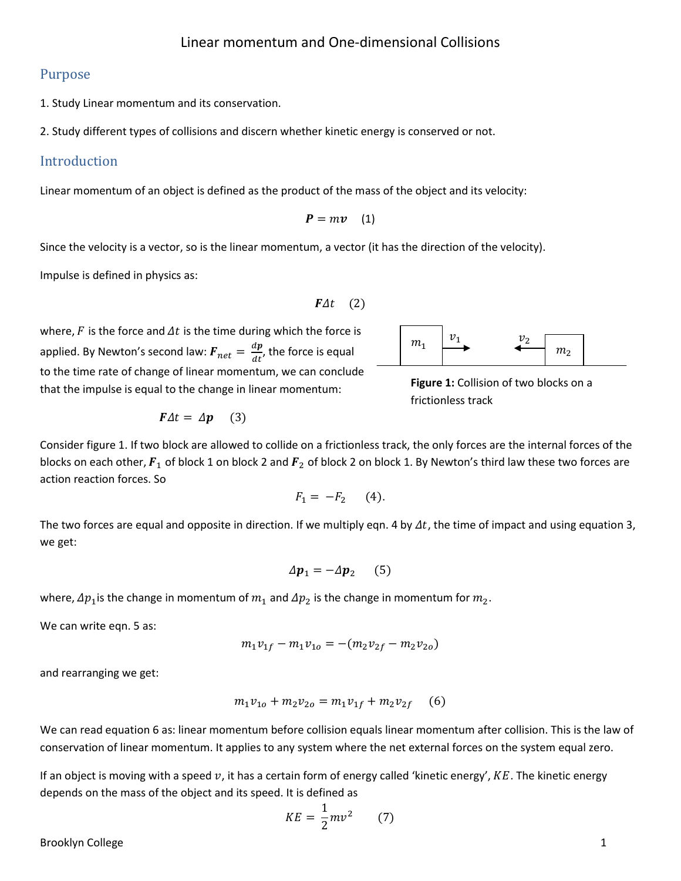# Linear momentum and One-dimensional Collisions

## Purpose

1. Study Linear momentum and its conservation.

2. Study different types of collisions and discern whether kinetic energy is conserved or not.

## Introduction

Linear momentum of an object is defined as the product of the mass of the object and its velocity:

$$\boldsymbol{P} = m\boldsymbol{v} \quad (1)$$

Since the velocity is a vector, so is the linear momentum, a vector (it has the direction of the velocity).

Impulse is defined in physics as:

$$\boldsymbol{F}\Delta t \quad (2)$$

where, $F$ is the force and $\Delta t$ is the time during which the force is applied. By Newton's second law: $\boldsymbol{F}_{net} = \frac{d\boldsymbol{p}}{dt}$, the force is equal to the time rate of change of linear momentum, we can conclude that the impulse is equal to the change in linear momentum:

$$\boldsymbol{F}\Delta t = \Delta\boldsymbol{p} \quad (3)$$

$m_1$ $v_1$ $v_2$ $m_2$

**Figure 1:** Collision of two blocks on a frictionless track

Consider figure 1. If two block are allowed to collide on a frictionless track, the only forces are the internal forces of the blocks on each other, $\boldsymbol{F}_1$ of block 1 on block 2 and $\boldsymbol{F}_2$ of block 2 on block 1. By Newton's third law these two forces are action reaction forces. So

$$F_1 = -F_2 \quad (4).$$

The two forces are equal and opposite in direction. If we multiply eqn. 4 by $\Delta t$, the time of impact and using equation 3, we get:

$$\Delta\boldsymbol{p}_1 = -\Delta\boldsymbol{p}_2 \quad (5)$$

where, $\Delta p_1$ is the change in momentum of $m_1$ and $\Delta p_2$ is the change in momentum for $m_2$.

We can write eqn. 5 as:

$$m_1 v_{1f} - m_1 v_{1o} = -(m_2 v_{2f} - m_2 v_{2o})$$

and rearranging we get:

$$m_1 v_{1o} + m_2 v_{2o} = m_1 v_{1f} + m_2 v_{2f} \quad (6)$$

We can read equation 6 as: linear momentum before collision equals linear momentum after collision. This is the law of conservation of linear momentum. It applies to any system where the net external forces on the system equal zero.

If an object is moving with a speed $v$, it has a certain form of energy called 'kinetic energy', $KE$. The kinetic energy depends on the mass of the object and its speed. It is defined as

$$KE = \frac{1}{2}mv^2 \quad (7)$$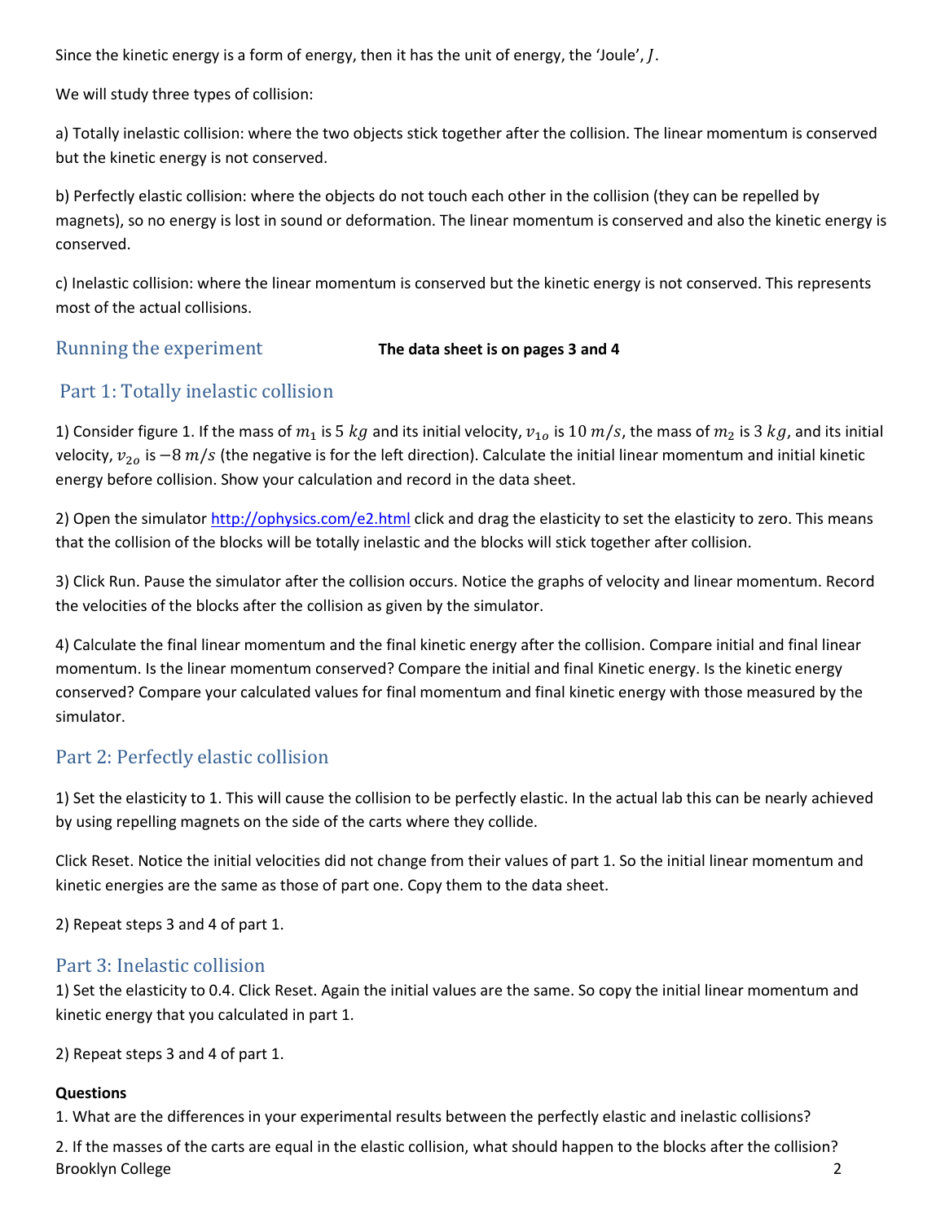Since the kinetic energy is a form of energy, then it has the unit of energy, the 'Joule', $J$.

We will study three types of collision:

a) Totally inelastic collision: where the two objects stick together after the collision. The linear momentum is conserved but the kinetic energy is not conserved.

b) Perfectly elastic collision: where the objects do not touch each other in the collision (they can be repelled by magnets), so no energy is lost in sound or deformation. The linear momentum is conserved and also the kinetic energy is conserved.

c) Inelastic collision: where the linear momentum is conserved but the kinetic energy is not conserved. This represents most of the actual collisions.

## Running the experiment

**The data sheet is on pages 3 and 4**

## Part 1: Totally inelastic collision

1) Consider figure 1. If the mass of $m_1$ is $5\ kg$ and its initial velocity, $v_{1o}$ is $10\ m/s$, the mass of $m_2$ is $3\ kg$, and its initial velocity, $v_{2o}$ is $-8\ m/s$ (the negative is for the left direction). Calculate the initial linear momentum and initial kinetic energy before collision. Show your calculation and record in the data sheet.

2) Open the simulator http://ophysics.com/e2.html click and drag the elasticity to set the elasticity to zero. This means that the collision of the blocks will be totally inelastic and the blocks will stick together after collision.

3) Click Run. Pause the simulator after the collision occurs. Notice the graphs of velocity and linear momentum. Record the velocities of the blocks after the collision as given by the simulator.

4) Calculate the final linear momentum and the final kinetic energy after the collision. Compare initial and final linear momentum. Is the linear momentum conserved? Compare the initial and final Kinetic energy. Is the kinetic energy conserved? Compare your calculated values for final momentum and final kinetic energy with those measured by the simulator.

## Part 2: Perfectly elastic collision

1) Set the elasticity to 1. This will cause the collision to be perfectly elastic. In the actual lab this can be nearly achieved by using repelling magnets on the side of the carts where they collide.

Click Reset. Notice the initial velocities did not change from their values of part 1. So the initial linear momentum and kinetic energies are the same as those of part one. Copy them to the data sheet.

2) Repeat steps 3 and 4 of part 1.

## Part 3: Inelastic collision

1) Set the elasticity to 0.4. Click Reset. Again the initial values are the same. So copy the initial linear momentum and kinetic energy that you calculated in part 1.

2) Repeat steps 3 and 4 of part 1.

**Questions**

1. What are the differences in your experimental results between the perfectly elastic and inelastic collisions?

2. If the masses of the carts are equal in the elastic collision, what should happen to the blocks after the collision?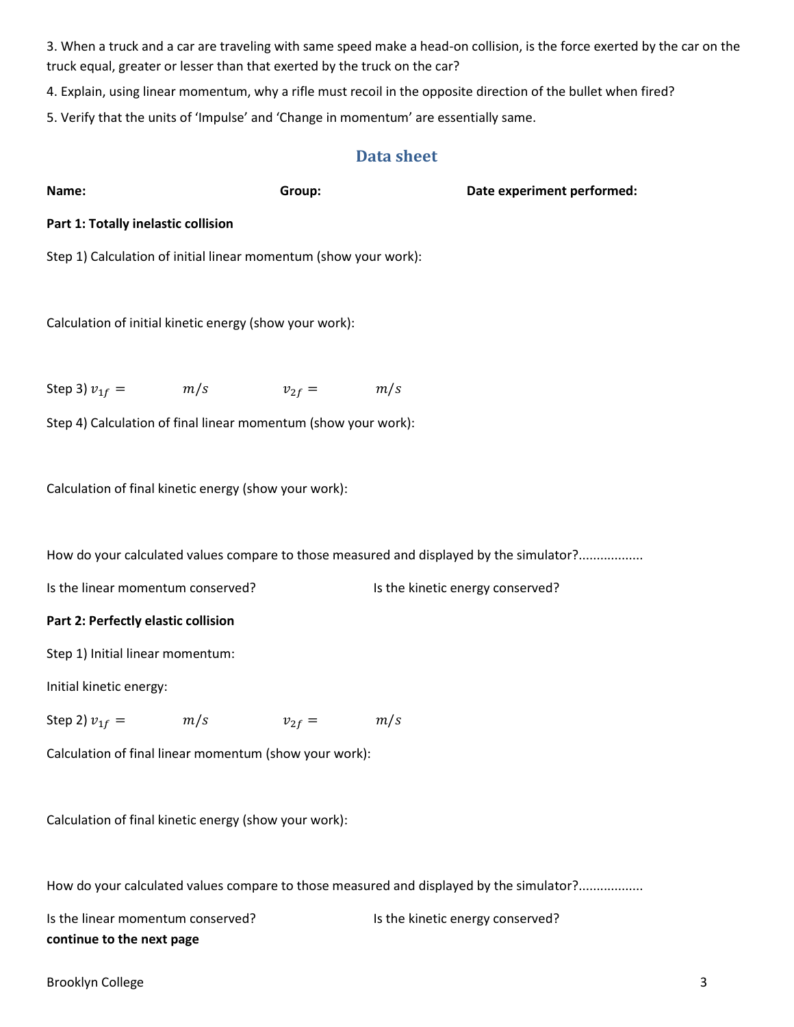3. When a truck and a car are traveling with same speed make a head-on collision, is the force exerted by the car on the truck equal, greater or lesser than that exerted by the truck on the car?

4. Explain, using linear momentum, why a rifle must recoil in the opposite direction of the bullet when fired?

5. Verify that the units of 'Impulse' and 'Change in momentum' are essentially same.

## Data sheet

**Name:** **Group:** **Date experiment performed:**

**Part 1: Totally inelastic collision**

Step 1) Calculation of initial linear momentum (show your work):

Calculation of initial kinetic energy (show your work):

Step 3) $v_{1f} =$ $m/s$ $v_{2f} =$ $m/s$

Step 4) Calculation of final linear momentum (show your work):

Calculation of final kinetic energy (show your work):

How do your calculated values compare to those measured and displayed by the simulator?.................

Is the linear momentum conserved? Is the kinetic energy conserved?

**Part 2: Perfectly elastic collision**

Step 1) Initial linear momentum:

Initial kinetic energy:

Step 2) $v_{1f} =$ $m/s$ $v_{2f} =$ $m/s$

Calculation of final linear momentum (show your work):

Calculation of final kinetic energy (show your work):

How do your calculated values compare to those measured and displayed by the simulator?.................

Is the linear momentum conserved? Is the kinetic energy conserved?

**continue to the next page**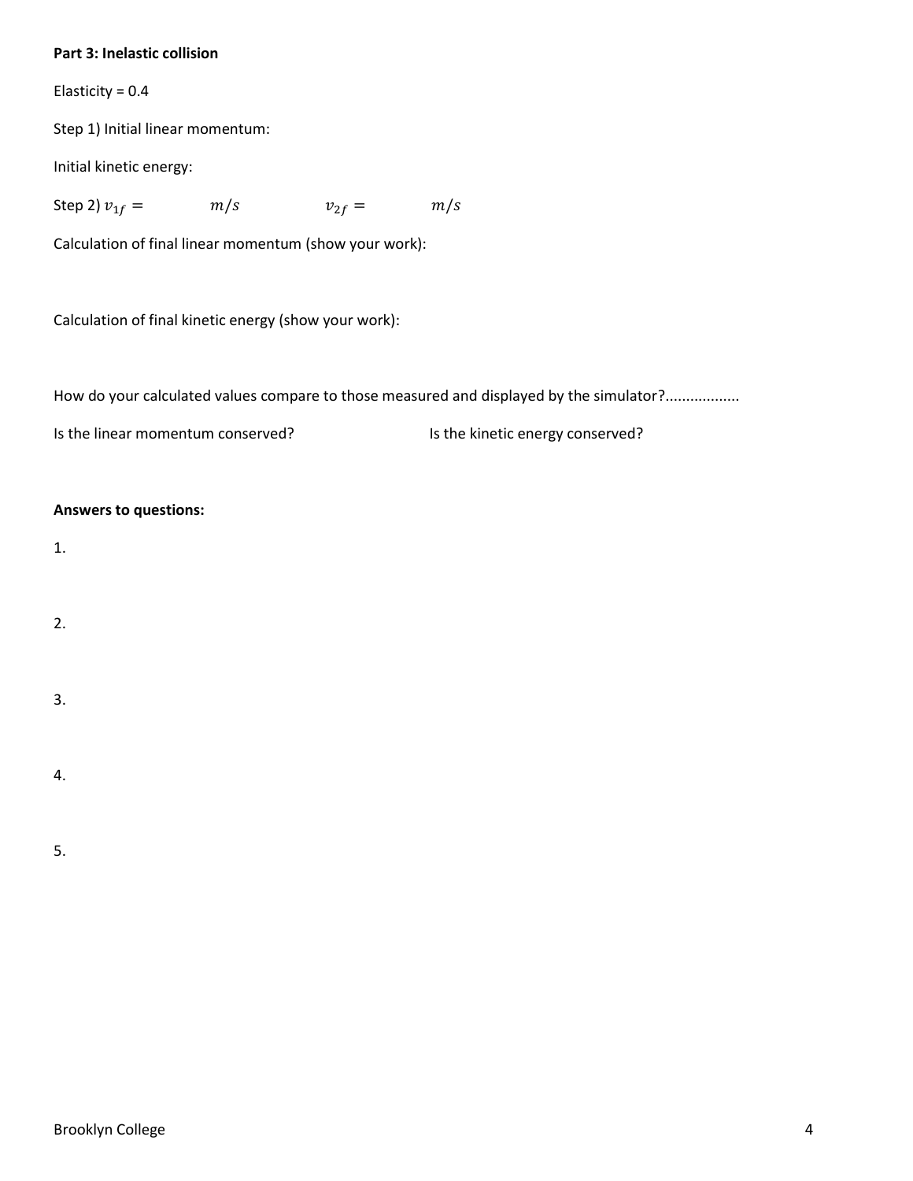**Part 3: Inelastic collision**

Elasticity = 0.4

Step 1) Initial linear momentum:

Initial kinetic energy:

Step 2) $v_{1f} =$ $m/s$ $v_{2f} =$ $m/s$

Calculation of final linear momentum (show your work):

Calculation of final kinetic energy (show your work):

How do your calculated values compare to those measured and displayed by the simulator?.................

Is the linear momentum conserved?

Is the kinetic energy conserved?

**Answers to questions:**

1.

2.

3.

4.

5.